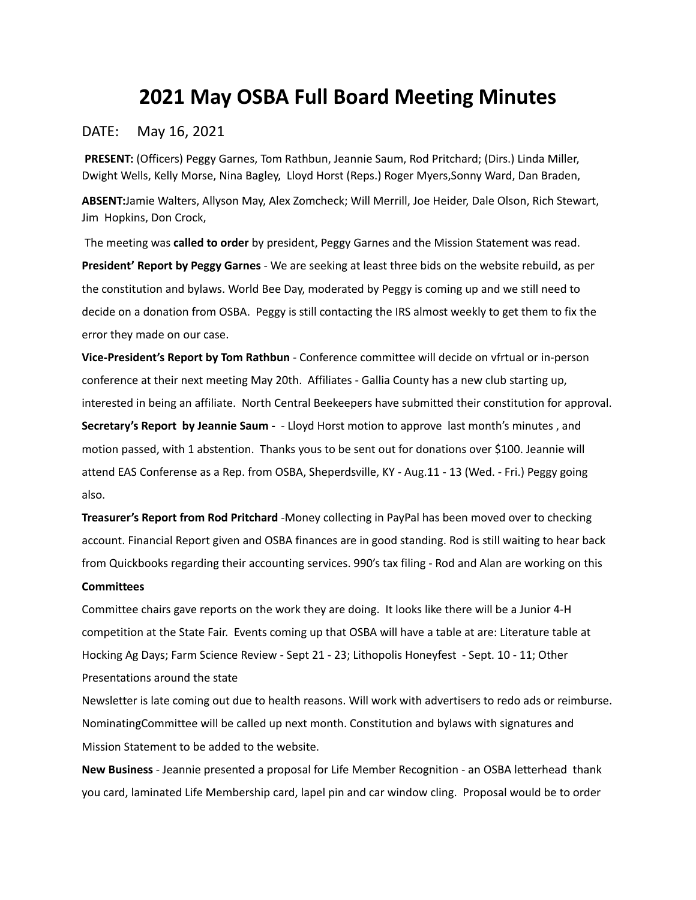# 2021 May OSBA Full Board Meeting Minutes

DATE: May 16, 2021

**PRESENT:** (Officers) Peggy Garnes, Tom Rathbun, Jeannie Saum, Rod Pritchard; (Dirs.) Linda Miller, Dwight Wells, Kelly Morse, Nina Bagley, Lloyd Horst (Reps.) Roger Myers,Sonny Ward, Dan Braden,

**ABSENT:**Jamie Walters, Allyson May, Alex Zomcheck; Will Merrill, Joe Heider, Dale Olson, Rich Stewart, Jim Hopkins, Don Crock,

The meeting was **called to order** by president, Peggy Garnes and the Mission Statement was read.

**President' Report by Peggy Garnes** - We are seeking at least three bids on the website rebuild, as per the constitution and bylaws. World Bee Day, moderated by Peggy is coming up and we still need to decide on a donation from OSBA. Peggy is still contacting the IRS almost weekly to get them to fix the error they made on our case.

**Vice-President's Report by Tom Rathbun** - Conference committee will decide on vfrtual or in-person conference at their next meeting May 20th. Affiliates - Gallia County has a new club starting up, interested in being an affiliate. North Central Beekeepers have submitted their constitution for approval.

**Secretary's Report by Jeannie Saum -** - Lloyd Horst motion to approve last month's minutes , and motion passed, with 1 abstention. Thanks yous to be sent out for donations over $100. Jeannie will attend EAS Conferense as a Rep. from OSBA, Sheperdsville, KY - Aug.11 - 13 (Wed. - Fri.) Peggy going also.

**Treasurer's Report from Rod Pritchard** -Money collecting in PayPal has been moved over to checking account. Financial Report given and OSBA finances are in good standing. Rod is still waiting to hear back from Quickbooks regarding their accounting services. 990's tax filing - Rod and Alan are working on this

**Committees**

Committee chairs gave reports on the work they are doing. It looks like there will be a Junior 4-H competition at the State Fair. Events coming up that OSBA will have a table at are: Literature table at Hocking Ag Days; Farm Science Review - Sept 21 - 23; Lithopolis Honeyfest - Sept. 10 - 11; Other Presentations around the state

Newsletter is late coming out due to health reasons. Will work with advertisers to redo ads or reimburse. NominatingCommittee will be called up next month. Constitution and bylaws with signatures and Mission Statement to be added to the website.

**New Business** - Jeannie presented a proposal for Life Member Recognition - an OSBA letterhead thank you card, laminated Life Membership card, lapel pin and car window cling. Proposal would be to order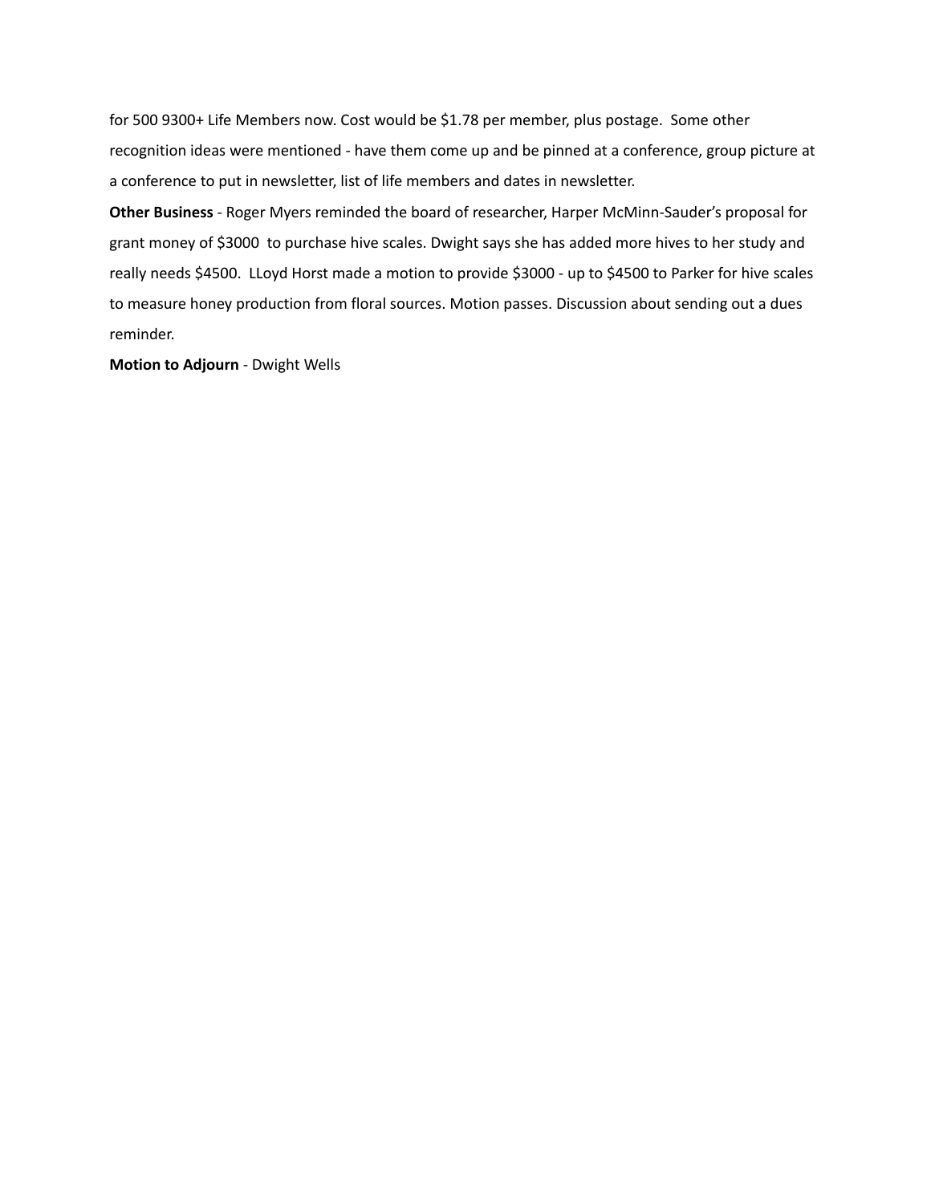for 500 9300+ Life Members now. Cost would be $1.78 per member, plus postage. Some other recognition ideas were mentioned - have them come up and be pinned at a conference, group picture at a conference to put in newsletter, list of life members and dates in newsletter.

**Other Business** - Roger Myers reminded the board of researcher, Harper McMinn-Sauder's proposal for grant money of $3000 to purchase hive scales. Dwight says she has added more hives to her study and really needs $4500. LLoyd Horst made a motion to provide $3000 - up to $4500 to Parker for hive scales to measure honey production from floral sources. Motion passes. Discussion about sending out a dues reminder.

**Motion to Adjourn** - Dwight Wells